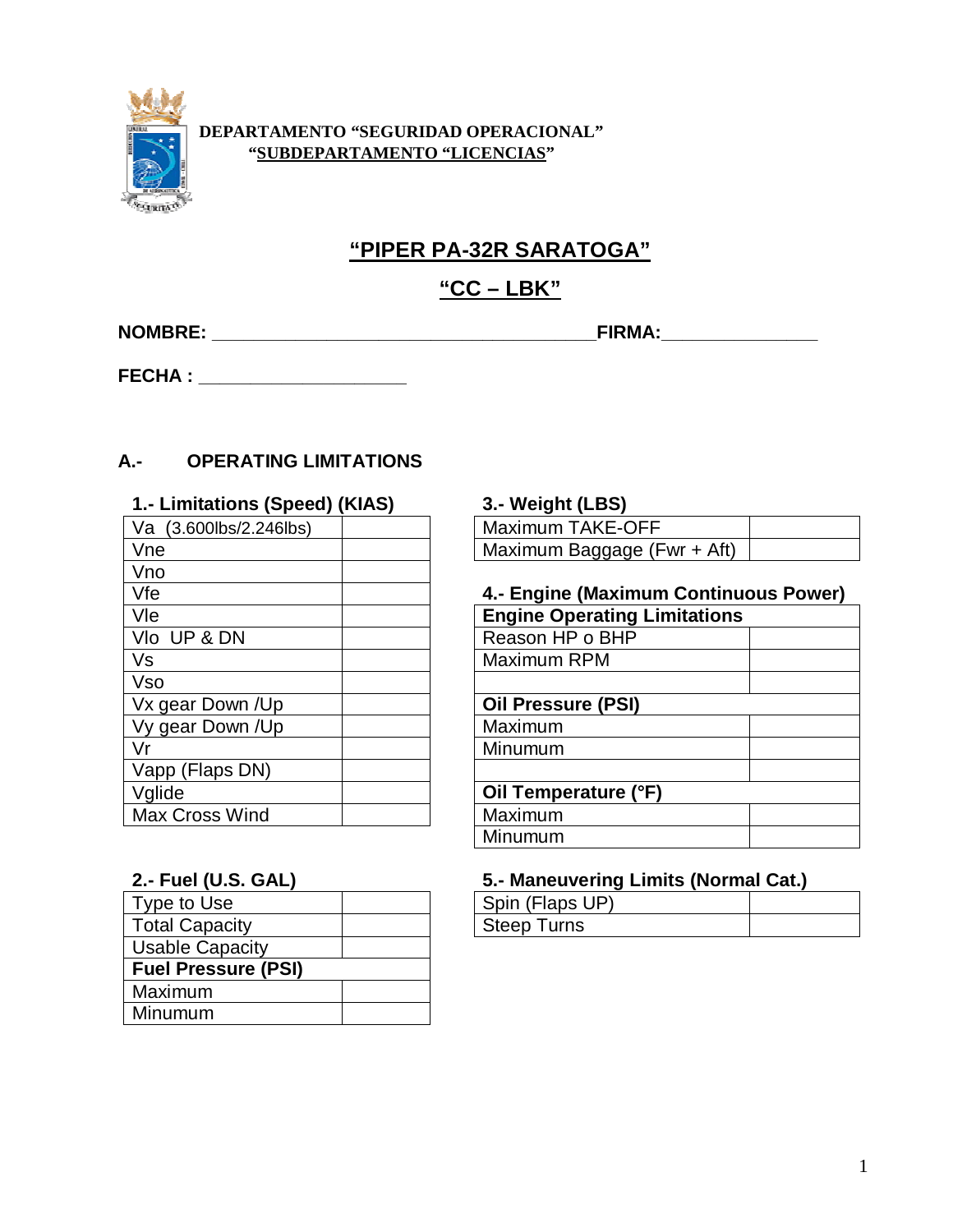**DEPARTAMENTO "SEGURIDAD OPERACIONAL"**
**"SUBDEPARTAMENTO "LICENCIAS"**

# "PIPER PA-32R SARATOGA"

## "CC – LBK"

**NOMBRE:** ______________________________________**FIRMA:**_______________

**FECHA :** ____________________

### A.- OPERATING LIMITATIONS

**1.- Limitations (Speed) (KIAS)**

| | |
|---|---|
| Va (3.600lbs/2.246lbs) | |
| Vne | |
| Vno | |
| Vfe | |
| Vle | |
| Vlo UP & DN | |
| Vs | |
| Vso | |
| Vx gear Down /Up | |
| Vy gear Down /Up | |
| Vr | |
| Vapp (Flaps DN) | |
| Vglide | |
| Max Cross Wind | |

**2.- Fuel (U.S. GAL)**

| | |
|---|---|
| Type to Use | |
| Total Capacity | |
| Usable Capacity | |
| **Fuel Pressure (PSI)** | |
| Maximum | |
| Minumum | |

**3.- Weight (LBS)**

| | |
|---|---|
| Maximum TAKE-OFF | |
| Maximum Baggage (Fwr + Aft) | |

**4.- Engine (Maximum Continuous Power)**

| | |
|---|---|
| **Engine Operating Limitations** | |
| Reason HP o BHP | |
| Maximum RPM | |
| | |
| **Oil Pressure (PSI)** | |
| Maximum | |
| Minumum | |
| | |
| **Oil Temperature (°F)** | |
| Maximum | |
| Minumum | |

**5.- Maneuvering Limits (Normal Cat.)**

| | |
|---|---|
| Spin (Flaps UP) | |
| Steep Turns | |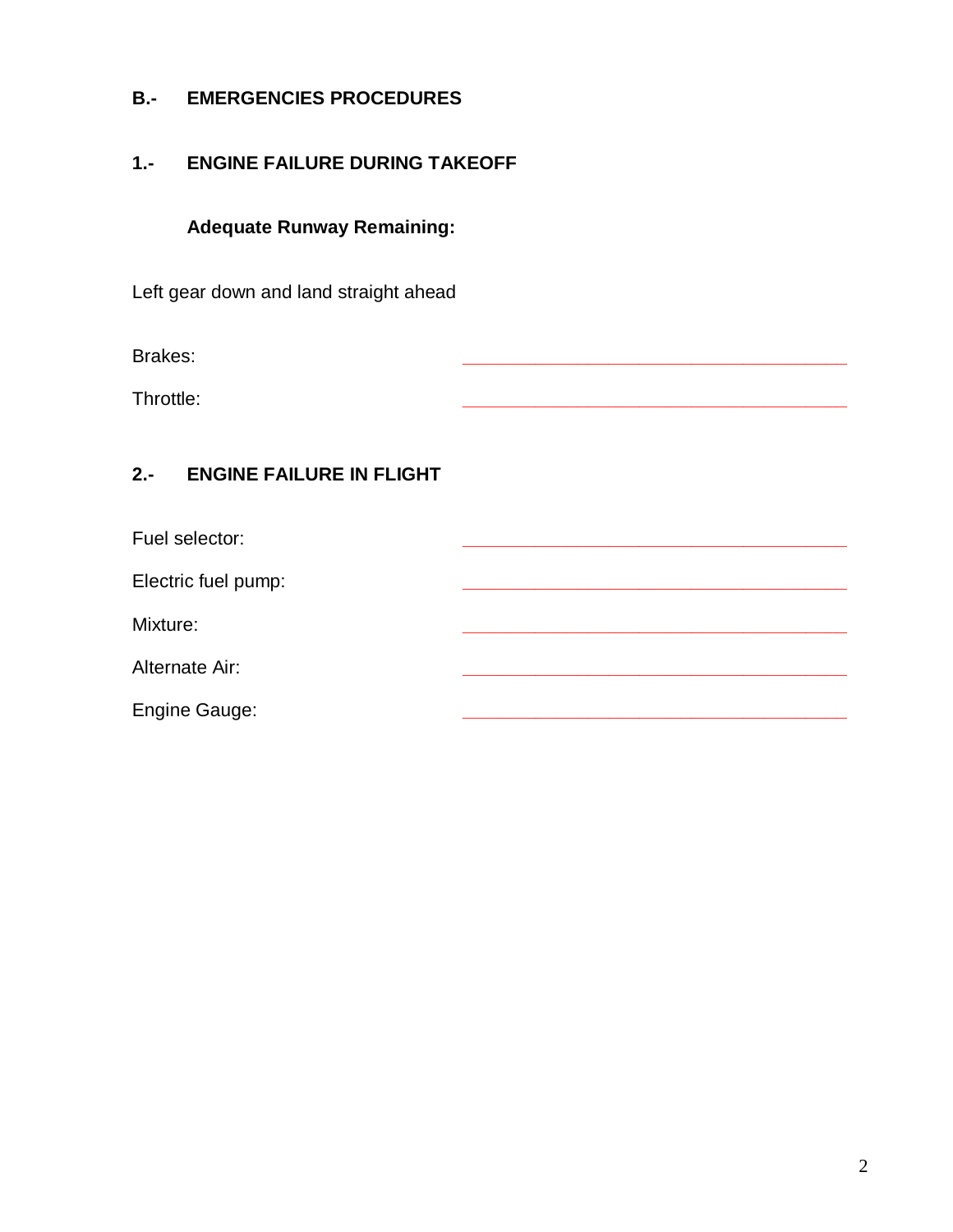## B.- EMERGENCIES PROCEDURES

### 1.- ENGINE FAILURE DURING TAKEOFF

**Adequate Runway Remaining:**

Left gear down and land straight ahead

Brakes: ______________________________________

Throttle: ______________________________________

### 2.- ENGINE FAILURE IN FLIGHT

Fuel selector: ______________________________________

Electric fuel pump: ______________________________________

Mixture: ______________________________________

Alternate Air: ______________________________________

Engine Gauge: ______________________________________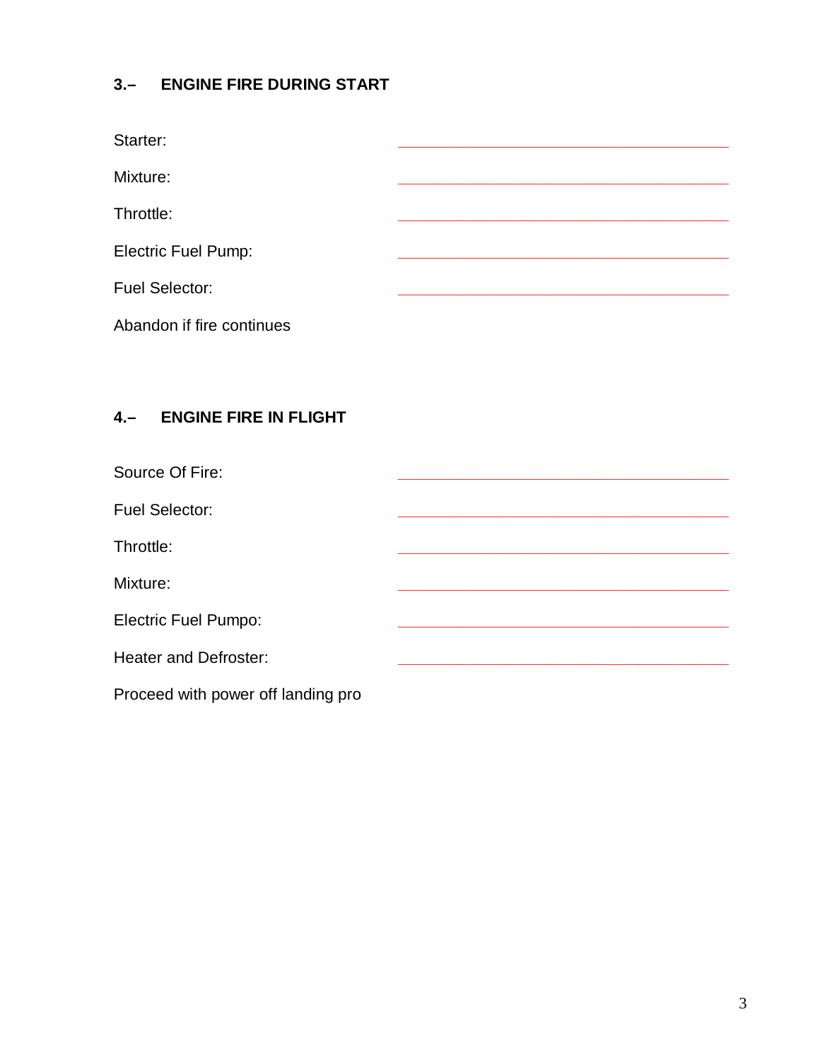## 3.– ENGINE FIRE DURING START

Starter: \_\_\_\_\_\_\_\_\_\_\_\_\_\_\_\_\_\_\_\_\_\_\_\_\_\_\_\_\_\_\_\_\_\_\_\_\_\_\_\_\_\_

Mixture: \_\_\_\_\_\_\_\_\_\_\_\_\_\_\_\_\_\_\_\_\_\_\_\_\_\_\_\_\_\_\_\_\_\_\_\_\_\_\_\_\_\_

Throttle: \_\_\_\_\_\_\_\_\_\_\_\_\_\_\_\_\_\_\_\_\_\_\_\_\_\_\_\_\_\_\_\_\_\_\_\_\_\_\_\_\_\_

Electric Fuel Pump: \_\_\_\_\_\_\_\_\_\_\_\_\_\_\_\_\_\_\_\_\_\_\_\_\_\_\_\_\_\_\_\_\_\_\_\_\_\_\_\_\_\_

Fuel Selector: \_\_\_\_\_\_\_\_\_\_\_\_\_\_\_\_\_\_\_\_\_\_\_\_\_\_\_\_\_\_\_\_\_\_\_\_\_\_\_\_\_\_

Abandon if fire continues

## 4.– ENGINE FIRE IN FLIGHT

Source Of Fire: \_\_\_\_\_\_\_\_\_\_\_\_\_\_\_\_\_\_\_\_\_\_\_\_\_\_\_\_\_\_\_\_\_\_\_\_\_\_\_\_\_\_

Fuel Selector: \_\_\_\_\_\_\_\_\_\_\_\_\_\_\_\_\_\_\_\_\_\_\_\_\_\_\_\_\_\_\_\_\_\_\_\_\_\_\_\_\_\_

Throttle: \_\_\_\_\_\_\_\_\_\_\_\_\_\_\_\_\_\_\_\_\_\_\_\_\_\_\_\_\_\_\_\_\_\_\_\_\_\_\_\_\_\_

Mixture: \_\_\_\_\_\_\_\_\_\_\_\_\_\_\_\_\_\_\_\_\_\_\_\_\_\_\_\_\_\_\_\_\_\_\_\_\_\_\_\_\_\_

Electric Fuel Pumpo: \_\_\_\_\_\_\_\_\_\_\_\_\_\_\_\_\_\_\_\_\_\_\_\_\_\_\_\_\_\_\_\_\_\_\_\_\_\_\_\_\_\_

Heater and Defroster: \_\_\_\_\_\_\_\_\_\_\_\_\_\_\_\_\_\_\_\_\_\_\_\_\_\_\_\_\_\_\_\_\_\_\_\_\_\_\_\_\_\_

Proceed with power off landing pro